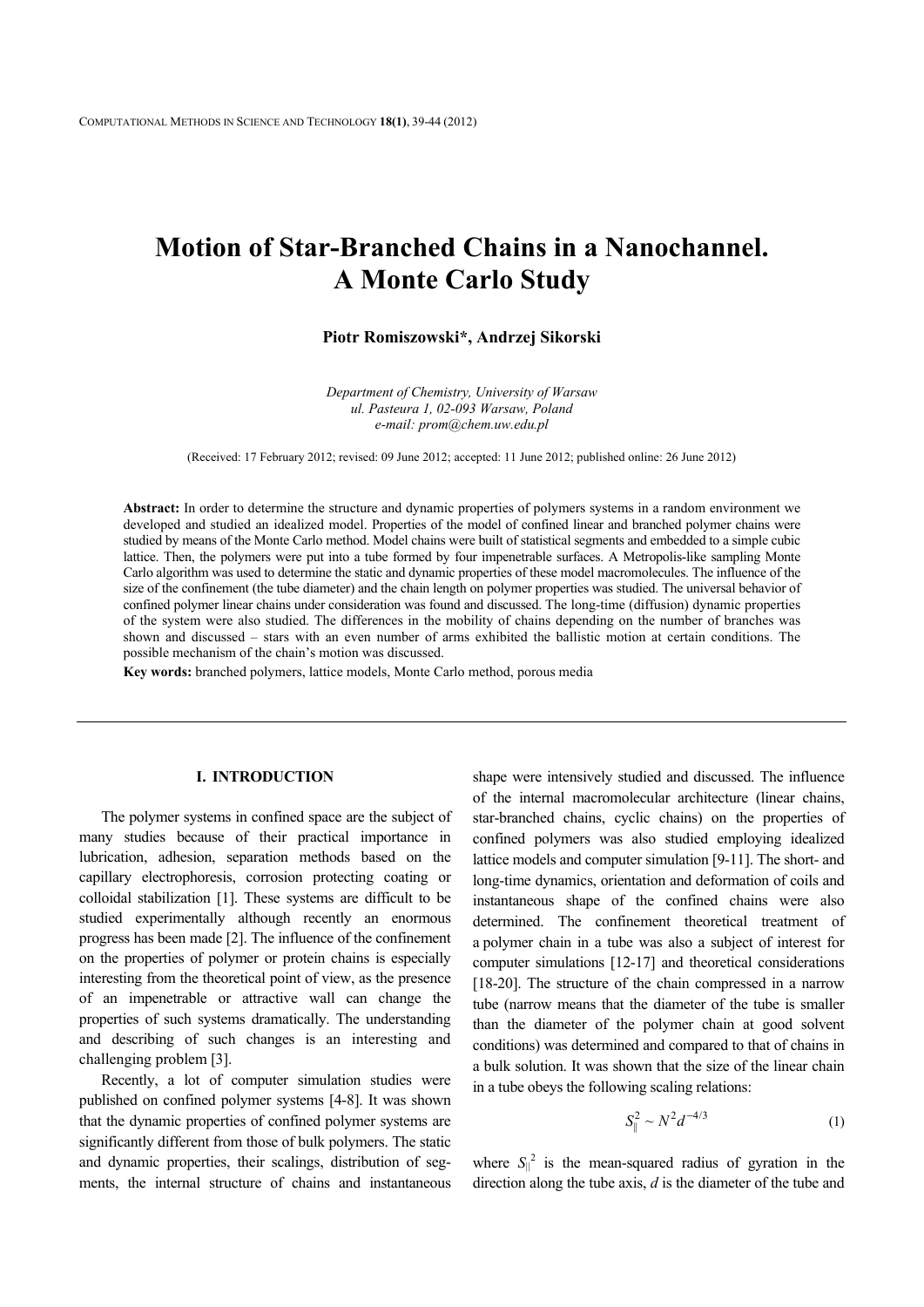# Motion of Star-Branched Chains in a Nanochannel. A Monte Carlo Study

**Piotr Romiszowski\*, Andrzej Sikorski**

*Department of Chemistry, University of Warsaw*
*ul. Pasteura 1, 02-093 Warsaw, Poland*
*e-mail: prom@chem.uw.edu.pl*

(Received: 17 February 2012; revised: 09 June 2012; accepted: 11 June 2012; published online: 26 June 2012)

**Abstract:** In order to determine the structure and dynamic properties of polymers systems in a random environment we developed and studied an idealized model. Properties of the model of confined linear and branched polymer chains were studied by means of the Monte Carlo method. Model chains were built of statistical segments and embedded to a simple cubic lattice. Then, the polymers were put into a tube formed by four impenetrable surfaces. A Metropolis-like sampling Monte Carlo algorithm was used to determine the static and dynamic properties of these model macromolecules. The influence of the size of the confinement (the tube diameter) and the chain length on polymer properties was studied. The universal behavior of confined polymer linear chains under consideration was found and discussed. The long-time (diffusion) dynamic properties of the system were also studied. The differences in the mobility of chains depending on the number of branches was shown and discussed – stars with an even number of arms exhibited the ballistic motion at certain conditions. The possible mechanism of the chain's motion was discussed.

**Key words:** branched polymers, lattice models, Monte Carlo method, porous media

## I. INTRODUCTION

The polymer systems in confined space are the subject of many studies because of their practical importance in lubrication, adhesion, separation methods based on the capillary electrophoresis, corrosion protecting coating or colloidal stabilization [1]. These systems are difficult to be studied experimentally although recently an enormous progress has been made [2]. The influence of the confinement on the properties of polymer or protein chains is especially interesting from the theoretical point of view, as the presence of an impenetrable or attractive wall can change the properties of such systems dramatically. The understanding and describing of such changes is an interesting and challenging problem [3].

Recently, a lot of computer simulation studies were published on confined polymer systems [4-8]. It was shown that the dynamic properties of confined polymer systems are significantly different from those of bulk polymers. The static and dynamic properties, their scalings, distribution of segments, the internal structure of chains and instantaneous shape were intensively studied and discussed. The influence of the internal macromolecular architecture (linear chains, star-branched chains, cyclic chains) on the properties of confined polymers was also studied employing idealized lattice models and computer simulation [9-11]. The short- and long-time dynamics, orientation and deformation of coils and instantaneous shape of the confined chains were also determined. The confinement theoretical treatment of a polymer chain in a tube was also a subject of interest for computer simulations [12-17] and theoretical considerations [18-20]. The structure of the chain compressed in a narrow tube (narrow means that the diameter of the tube is smaller than the diameter of the polymer chain at good solvent conditions) was determined and compared to that of chains in a bulk solution. It was shown that the size of the linear chain in a tube obeys the following scaling relations:

$$S_{\parallel}^2 \sim N^2 d^{-4/3} \tag{1}$$

where $S_{\parallel}{}^2$ is the mean-squared radius of gyration in the direction along the tube axis, $d$ is the diameter of the tube and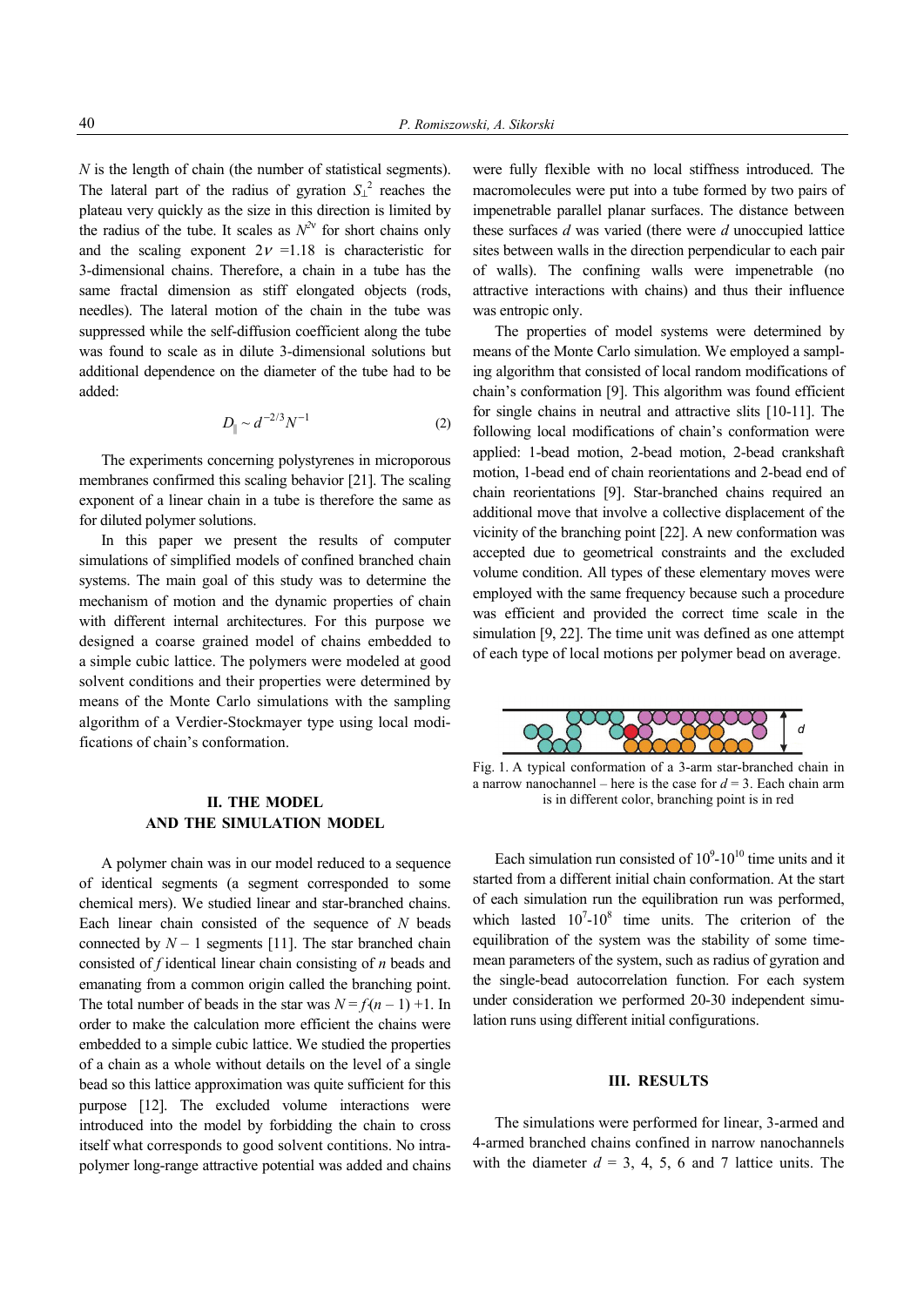$N$ is the length of chain (the number of statistical segments). The lateral part of the radius of gyration $S_{\perp}^2$ reaches the plateau very quickly as the size in this direction is limited by the radius of the tube. It scales as $N^{2\nu}$ for short chains only and the scaling exponent $2\nu$ =1.18 is characteristic for 3-dimensional chains. Therefore, a chain in a tube has the same fractal dimension as stiff elongated objects (rods, needles). The lateral motion of the chain in the tube was suppressed while the self-diffusion coefficient along the tube was found to scale as in dilute 3-dimensional solutions but additional dependence on the diameter of the tube had to be added:

$$D_{\parallel} \sim d^{-2/3} N^{-1} \tag{2}$$

The experiments concerning polystyrenes in microporous membranes confirmed this scaling behavior [21]. The scaling exponent of a linear chain in a tube is therefore the same as for diluted polymer solutions.

In this paper we present the results of computer simulations of simplified models of confined branched chain systems. The main goal of this study was to determine the mechanism of motion and the dynamic properties of chain with different internal architectures. For this purpose we designed a coarse grained model of chains embedded to a simple cubic lattice. The polymers were modeled at good solvent conditions and their properties were determined by means of the Monte Carlo simulations with the sampling algorithm of a Verdier-Stockmayer type using local modifications of chain's conformation.

## II. THE MODEL AND THE SIMULATION MODEL

A polymer chain was in our model reduced to a sequence of identical segments (a segment corresponded to some chemical mers). We studied linear and star-branched chains. Each linear chain consisted of the sequence of $N$ beads connected by $N - 1$ segments [11]. The star branched chain consisted of $f$ identical linear chain consisting of $n$ beads and emanating from a common origin called the branching point. The total number of beads in the star was $N = f \cdot (n - 1) + 1$. In order to make the calculation more efficient the chains were embedded to a simple cubic lattice. We studied the properties of a chain as a whole without details on the level of a single bead so this lattice approximation was quite sufficient for this purpose [12]. The excluded volume interactions were introduced into the model by forbidding the chain to cross itself what corresponds to good solvent contitions. No intra-polymer long-range attractive potential was added and chains were fully flexible with no local stiffness introduced. The macromolecules were put into a tube formed by two pairs of impenetrable parallel planar surfaces. The distance between these surfaces $d$ was varied (there were $d$ unoccupied lattice sites between walls in the direction perpendicular to each pair of walls). The confining walls were impenetrable (no attractive interactions with chains) and thus their influence was entropic only.

The properties of model systems were determined by means of the Monte Carlo simulation. We employed a sampling algorithm that consisted of local random modifications of chain's conformation [9]. This algorithm was found efficient for single chains in neutral and attractive slits [10-11]. The following local modifications of chain's conformation were applied: 1-bead motion, 2-bead motion, 2-bead crankshaft motion, 1-bead end of chain reorientations and 2-bead end of chain reorientations [9]. Star-branched chains required an additional move that involve a collective displacement of the vicinity of the branching point [22]. A new conformation was accepted due to geometrical constraints and the excluded volume condition. All types of these elementary moves were employed with the same frequency because such a procedure was efficient and provided the correct time scale in the simulation [9, 22]. The time unit was defined as one attempt of each type of local motions per polymer bead on average.

Fig. 1. A typical conformation of a 3-arm star-branched chain in a narrow nanochannel – here is the case for $d = 3$. Each chain arm is in different color, branching point is in red

Each simulation run consisted of $10^9$-$10^{10}$ time units and it started from a different initial chain conformation. At the start of each simulation run the equilibration run was performed, which lasted $10^7$-$10^8$ time units. The criterion of the equilibration of the system was the stability of some time-mean parameters of the system, such as radius of gyration and the single-bead autocorrelation function. For each system under consideration we performed 20-30 independent simulation runs using different initial configurations.

## III. RESULTS

The simulations were performed for linear, 3-armed and 4-armed branched chains confined in narrow nanochannels with the diameter $d$ = 3, 4, 5, 6 and 7 lattice units. The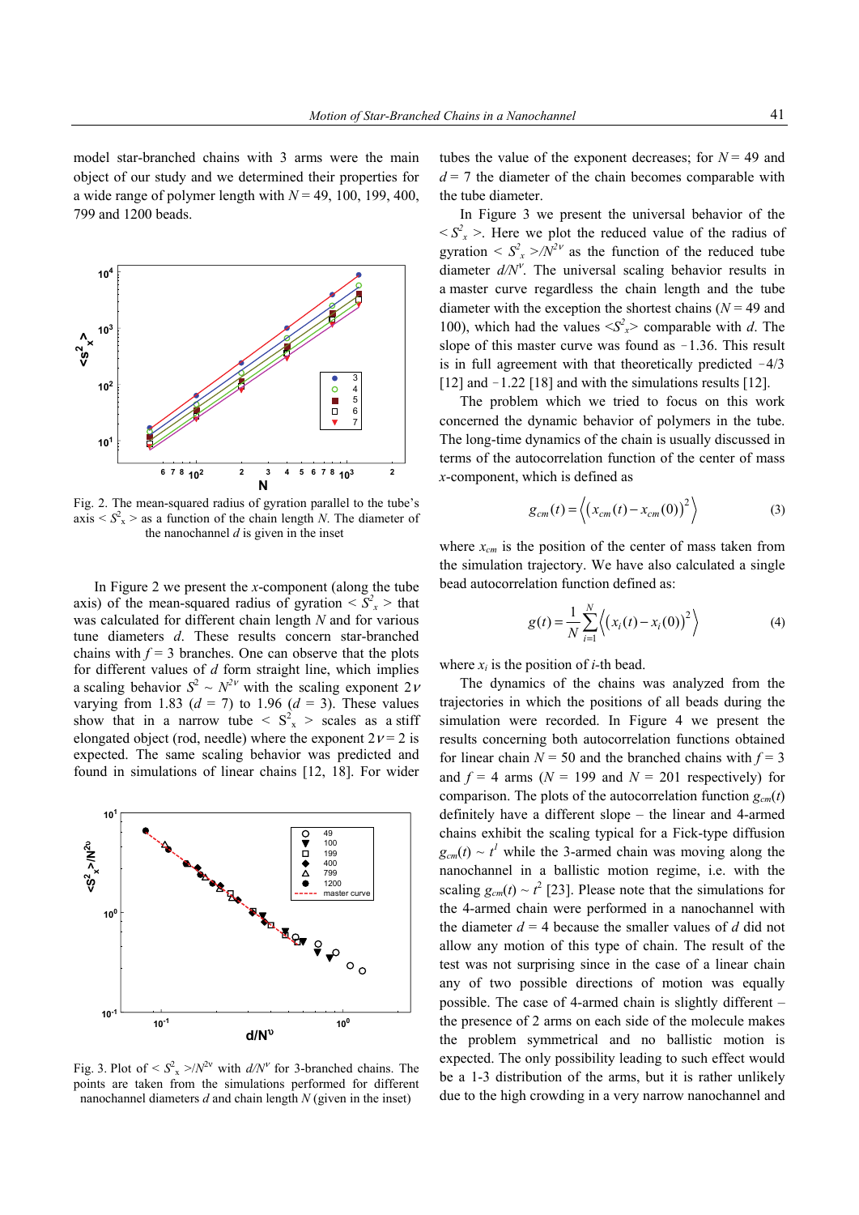model star-branched chains with 3 arms were the main object of our study and we determined their properties for a wide range of polymer length with $N = 49$, 100, 199, 400, 799 and 1200 beads.

Fig. 2. The mean-squared radius of gyration parallel to the tube's axis $< S^2_x >$ as a function of the chain length $N$. The diameter of the nanochannel $d$ is given in the inset

In Figure 2 we present the $x$-component (along the tube axis) of the mean-squared radius of gyration $< S^2_x >$ that was calculated for different chain length $N$ and for various tune diameters $d$. These results concern star-branched chains with $f = 3$ branches. One can observe that the plots for different values of $d$ form straight line, which implies a scaling behavior $S^2 \sim N^{2\nu}$ with the scaling exponent $2\nu$ varying from 1.83 ($d = 7$) to 1.96 ($d = 3$). These values show that in a narrow tube $< S^2_x >$ scales as a stiff elongated object (rod, needle) where the exponent $2\nu = 2$ is expected. The same scaling behavior was predicted and found in simulations of linear chains [12, 18]. For wider tubes the value of the exponent decreases; for $N = 49$ and $d = 7$ the diameter of the chain becomes comparable with the tube diameter.

Fig. 3. Plot of $< S^2_x >/N^{2\nu}$ with $d/N^{\nu}$ for 3-branched chains. The points are taken from the simulations performed for different nanochannel diameters $d$ and chain length $N$ (given in the inset)

In Figure 3 we present the universal behavior of the $< S^2_x >$. Here we plot the reduced value of the radius of gyration $< S^2_x >/N^{2\nu}$ as the function of the reduced tube diameter $d/N^{\nu}$. The universal scaling behavior results in a master curve regardless the chain length and the tube diameter with the exception the shortest chains ($N = 49$ and 100), which had the values $<S^2_x>$ comparable with $d$. The slope of this master curve was found as −1.36. This result is in full agreement with that theoretically predicted −4/3 [12] and −1.22 [18] and with the simulations results [12].

The problem which we tried to focus on this work concerned the dynamic behavior of polymers in the tube. The long-time dynamics of the chain is usually discussed in terms of the autocorrelation function of the center of mass $x$-component, which is defined as

$$g_{cm}(t) = \left\langle \left( x_{cm}(t) - x_{cm}(0) \right)^2 \right\rangle \tag{3}$$

where $x_{cm}$ is the position of the center of mass taken from the simulation trajectory. We have also calculated a single bead autocorrelation function defined as:

$$g(t) = \frac{1}{N} \sum_{i=1}^{N} \left\langle \left( x_i(t) - x_i(0) \right)^2 \right\rangle \tag{4}$$

where $x_i$ is the position of $i$-th bead.

The dynamics of the chains was analyzed from the trajectories in which the positions of all beads during the simulation were recorded. In Figure 4 we present the results concerning both autocorrelation functions obtained for linear chain $N = 50$ and the branched chains with $f = 3$ and $f = 4$ arms ($N = 199$ and $N = 201$ respectively) for comparison. The plots of the autocorrelation function $g_{cm}(t)$ definitely have a different slope – the linear and 4-armed chains exhibit the scaling typical for a Fick-type diffusion $g_{cm}(t) \sim t^1$ while the 3-armed chain was moving along the nanochannel in a ballistic motion regime, i.e. with the scaling $g_{cm}(t) \sim t^2$ [23]. Please note that the simulations for the 4-armed chain were performed in a nanochannel with the diameter $d = 4$ because the smaller values of $d$ did not allow any motion of this type of chain. The result of the test was not surprising since in the case of a linear chain any of two possible directions of motion was equally possible. The case of 4-armed chain is slightly different – the presence of 2 arms on each side of the molecule makes the problem symmetrical and no ballistic motion is expected. The only possibility leading to such effect would be a 1-3 distribution of the arms, but it is rather unlikely due to the high crowding in a very narrow nanochannel and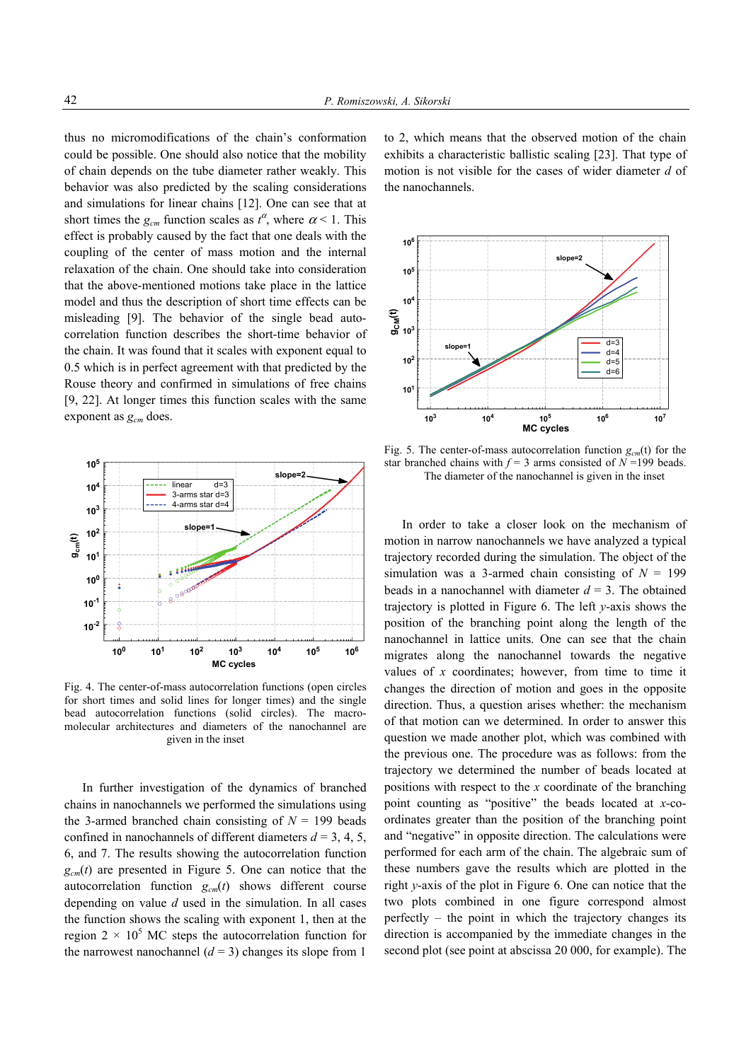thus no micromodifications of the chain's conformation could be possible. One should also notice that the mobility of chain depends on the tube diameter rather weakly. This behavior was also predicted by the scaling considerations and simulations for linear chains [12]. One can see that at short times the $g_{cm}$ function scales as $t^{\alpha}$, where $\alpha < 1$. This effect is probably caused by the fact that one deals with the coupling of the center of mass motion and the internal relaxation of the chain. One should take into consideration that the above-mentioned motions take place in the lattice model and thus the description of short time effects can be misleading [9]. The behavior of the single bead autocorrelation function describes the short-time behavior of the chain. It was found that it scales with exponent equal to 0.5 which is in perfect agreement with that predicted by the Rouse theory and confirmed in simulations of free chains [9, 22]. At longer times this function scales with the same exponent as $g_{cm}$ does.

Fig. 4. The center-of-mass autocorrelation functions (open circles for short times and solid lines for longer times) and the single bead autocorrelation functions (solid circles). The macromolecular architectures and diameters of the nanochannel are given in the inset

In further investigation of the dynamics of branched chains in nanochannels we performed the simulations using the 3-armed branched chain consisting of $N$ = 199 beads confined in nanochannels of different diameters $d$ = 3, 4, 5, 6, and 7. The results showing the autocorrelation function $g_{cm}(t)$ are presented in Figure 5. One can notice that the autocorrelation function $g_{cm}(t)$ shows different course depending on value $d$ used in the simulation. In all cases the function shows the scaling with exponent 1, then at the region $2 \times 10^5$ MC steps the autocorrelation function for the narrowest nanochannel ($d$ = 3) changes its slope from 1 to 2, which means that the observed motion of the chain exhibits a characteristic ballistic scaling [23]. That type of motion is not visible for the cases of wider diameter $d$ of the nanochannels.

Fig. 5. The center-of-mass autocorrelation function $g_{cm}(t)$ for the star branched chains with $f$ = 3 arms consisted of $N$ =199 beads. The diameter of the nanochannel is given in the inset

In order to take a closer look on the mechanism of motion in narrow nanochannels we have analyzed a typical trajectory recorded during the simulation. The object of the simulation was a 3-armed chain consisting of $N$ = 199 beads in a nanochannel with diameter $d$ = 3. The obtained trajectory is plotted in Figure 6. The left $y$-axis shows the position of the branching point along the length of the nanochannel in lattice units. One can see that the chain migrates along the nanochannel towards the negative values of $x$ coordinates; however, from time to time it changes the direction of motion and goes in the opposite direction. Thus, a question arises whether: the mechanism of that motion can we determined. In order to answer this question we made another plot, which was combined with the previous one. The procedure was as follows: from the trajectory we determined the number of beads located at positions with respect to the $x$ coordinate of the branching point counting as "positive" the beads located at $x$-coordinates greater than the position of the branching point and "negative" in opposite direction. The calculations were performed for each arm of the chain. The algebraic sum of these numbers gave the results which are plotted in the right $y$-axis of the plot in Figure 6. One can notice that the two plots combined in one figure correspond almost perfectly – the point in which the trajectory changes its direction is accompanied by the relevant changes in the second plot (see point at abscissa 20 000, for example). The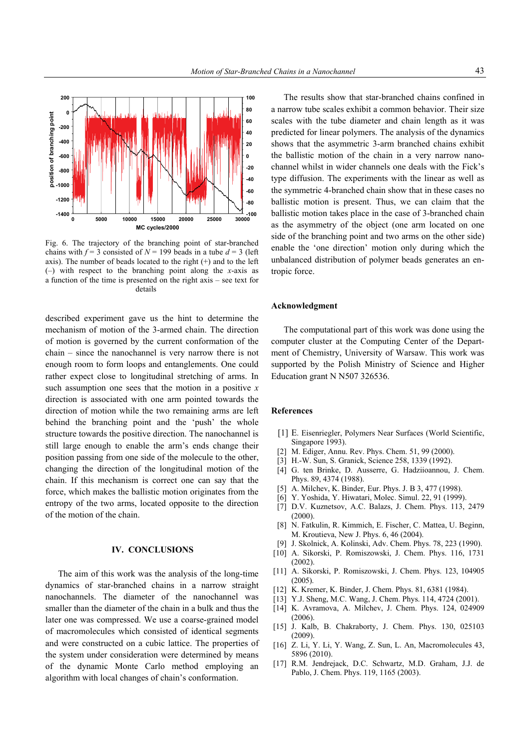Fig. 6. The trajectory of the branching point of star-branched chains with $f = 3$ consisted of $N = 199$ beads in a tube $d = 3$ (left axis). The number of beads located to the right (+) and to the left (–) with respect to the branching point along the $x$-axis as a function of the time is presented on the right axis – see text for details

described experiment gave us the hint to determine the mechanism of motion of the 3-armed chain. The direction of motion is governed by the current conformation of the chain – since the nanochannel is very narrow there is not enough room to form loops and entanglements. One could rather expect close to longitudinal stretching of arms. In such assumption one sees that the motion in a positive $x$ direction is associated with one arm pointed towards the direction of motion while the two remaining arms are left behind the branching point and 'push' the whole structure towards the positive direction. The nanochannel is still large enough to enable the arm's ends change their position passing from one side of the molecule to the other, changing the direction of the longitudinal motion of the chain. If this mechanism is correct one can say that the force, which makes the ballistic motion originates from the entropy of the two arms, located opposite to the direction of the motion of the chain.

## IV. CONCLUSIONS

The aim of this work was the analysis of the long-time dynamics of star-branched chains in a narrow straight nanochannels. The diameter of the nanochannel was smaller than the diameter of the chain in a bulk and thus the later one was compressed. We use a coarse-grained model of macromolecules which consisted of identical segments and were constructed on a cubic lattice. The properties of the system under consideration were determined by means of the dynamic Monte Carlo method employing an algorithm with local changes of chain's conformation.

The results show that star-branched chains confined in a narrow tube scales exhibit a common behavior. Their size scales with the tube diameter and chain length as it was predicted for linear polymers. The analysis of the dynamics shows that the asymmetric 3-arm branched chains exhibit the ballistic motion of the chain in a very narrow nanochannel whilst in wider channels one deals with the Fick's type diffusion. The experiments with the linear as well as the symmetric 4-branched chain show that in these cases no ballistic motion is present. Thus, we can claim that the ballistic motion takes place in the case of 3-branched chain as the asymmetry of the object (one arm located on one side of the branching point and two arms on the other side) enable the 'one direction' motion only during which the unbalanced distribution of polymer beads generates an entropic force.

### Acknowledgment

The computational part of this work was done using the computer cluster at the Computing Center of the Department of Chemistry, University of Warsaw. This work was supported by the Polish Ministry of Science and Higher Education grant N N507 326536.

### References

[1] E. Eisenriegler, Polymers Near Surfaces (World Scientific, Singapore 1993).
[2] M. Ediger, Annu. Rev. Phys. Chem. 51, 99 (2000).
[3] H.-W. Sun, S. Granick, Science 258, 1339 (1992).
[4] G. ten Brinke, D. Ausserre, G. Hadziioannou, J. Chem. Phys. 89, 4374 (1988).
[5] A. Milchev, K. Binder, Eur. Phys. J. B 3, 477 (1998).
[6] Y. Yoshida, Y. Hiwatari, Molec. Simul. 22, 91 (1999).
[7] D.V. Kuznetsov, A.C. Balazs, J. Chem. Phys. 113, 2479 (2000).
[8] N. Fatkulin, R. Kimmich, E. Fischer, C. Mattea, U. Beginn, M. Kroutieva, New J. Phys. 6, 46 (2004).
[9] J. Skolnick, A. Kolinski, Adv. Chem. Phys. 78, 223 (1990).
[10] A. Sikorski, P. Romiszowski, J. Chem. Phys. 116, 1731 (2002).
[11] A. Sikorski, P. Romiszowski, J. Chem. Phys. 123, 104905 (2005).
[12] K. Kremer, K. Binder, J. Chem. Phys. 81, 6381 (1984).
[13] Y.J. Sheng, M.C. Wang, J. Chem. Phys. 114, 4724 (2001).
[14] K. Avramova, A. Milchev, J. Chem. Phys. 124, 024909 (2006).
[15] J. Kalb, B. Chakraborty, J. Chem. Phys. 130, 025103 (2009).
[16] Z. Li, Y. Li, Y. Wang, Z. Sun, L. An, Macromolecules 43, 5896 (2010).
[17] R.M. Jendrejack, D.C. Schwartz, M.D. Graham, J.J. de Pablo, J. Chem. Phys. 119, 1165 (2003).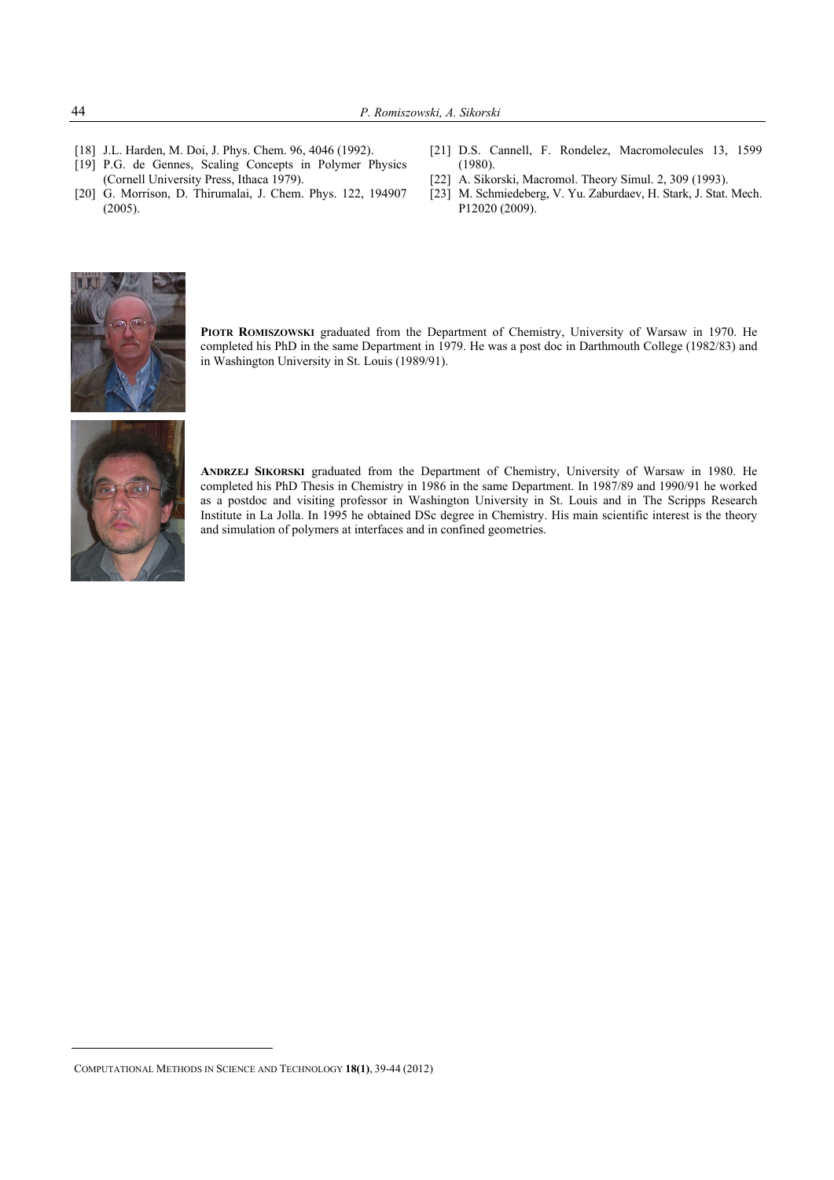[18] J.L. Harden, M. Doi, J. Phys. Chem. 96, 4046 (1992).

[19] P.G. de Gennes, Scaling Concepts in Polymer Physics (Cornell University Press, Ithaca 1979).

[20] G. Morrison, D. Thirumalai, J. Chem. Phys. 122, 194907 (2005).

[21] D.S. Cannell, F. Rondelez, Macromolecules 13, 1599 (1980).

[22] A. Sikorski, Macromol. Theory Simul. 2, 309 (1993).

[23] M. Schmiedeberg, V. Yu. Zaburdaev, H. Stark, J. Stat. Mech. P12020 (2009).

**PIOTR ROMISZOWSKI** graduated from the Department of Chemistry, University of Warsaw in 1970. He completed his PhD in the same Department in 1979. He was a post doc in Darthmouth College (1982/83) and in Washington University in St. Louis (1989/91).

**ANDRZEJ SIKORSKI** graduated from the Department of Chemistry, University of Warsaw in 1980. He completed his PhD Thesis in Chemistry in 1986 in the same Department. In 1987/89 and 1990/91 he worked as a postdoc and visiting professor in Washington University in St. Louis and in The Scripps Research Institute in La Jolla. In 1995 he obtained DSc degree in Chemistry. His main scientific interest is the theory and simulation of polymers at interfaces and in confined geometries.